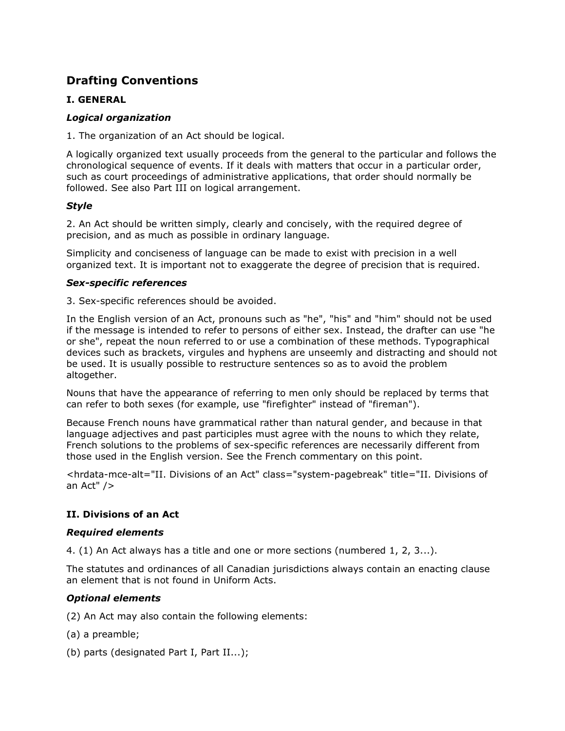# Drafting Conventions

## I. GENERAL

### *Logical organization*

1. The organization of an Act should be logical.

A logically organized text usually proceeds from the general to the particular and follows the chronological sequence of events. If it deals with matters that occur in a particular order, such as court proceedings of administrative applications, that order should normally be followed. See also Part III on logical arrangement.

### *Style*

2. An Act should be written simply, clearly and concisely, with the required degree of precision, and as much as possible in ordinary language.

Simplicity and conciseness of language can be made to exist with precision in a well organized text. It is important not to exaggerate the degree of precision that is required.

### *Sex-specific references*

3. Sex-specific references should be avoided.

In the English version of an Act, pronouns such as "he", "his" and "him" should not be used if the message is intended to refer to persons of either sex. Instead, the drafter can use "he or she", repeat the noun referred to or use a combination of these methods. Typographical devices such as brackets, virgules and hyphens are unseemly and distracting and should not be used. It is usually possible to restructure sentences so as to avoid the problem altogether.

Nouns that have the appearance of referring to men only should be replaced by terms that can refer to both sexes (for example, use "firefighter" instead of "fireman").

Because French nouns have grammatical rather than natural gender, and because in that language adjectives and past participles must agree with the nouns to which they relate, French solutions to the problems of sex-specific references are necessarily different from those used in the English version. See the French commentary on this point.

<hrdata-mce-alt="II. Divisions of an Act" class="system-pagebreak" title="II. Divisions of an Act" />

## II. Divisions of an Act

### *Required elements*

4. (1) An Act always has a title and one or more sections (numbered 1, 2, 3...).

The statutes and ordinances of all Canadian jurisdictions always contain an enacting clause an element that is not found in Uniform Acts.

### *Optional elements*

(2) An Act may also contain the following elements:

(a) a preamble;

(b) parts (designated Part I, Part II...);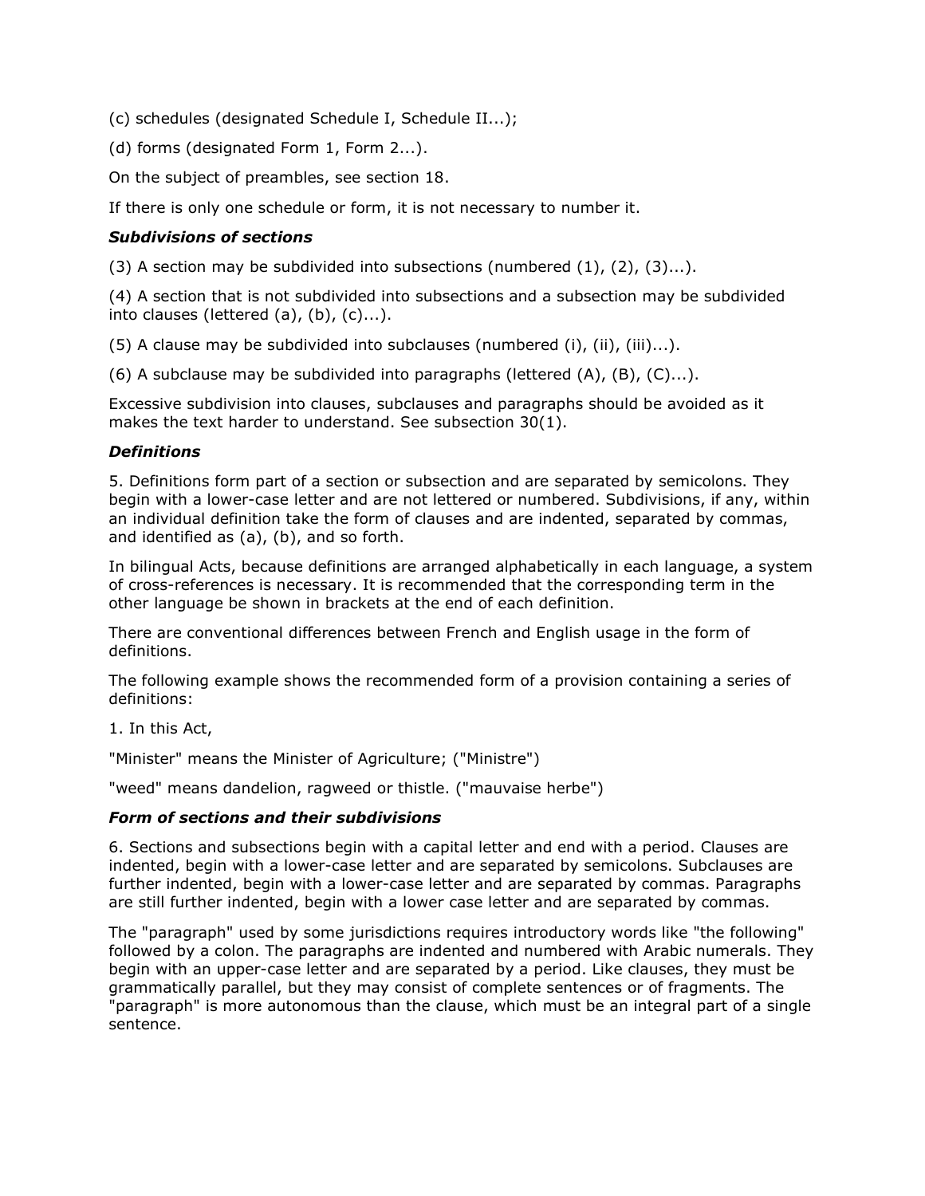(c) schedules (designated Schedule I, Schedule II...);

(d) forms (designated Form 1, Form 2...).

On the subject of preambles, see section 18.

If there is only one schedule or form, it is not necessary to number it.

### *Subdivisions of sections*

(3) A section may be subdivided into subsections (numbered (1), (2), (3)...).

(4) A section that is not subdivided into subsections and a subsection may be subdivided into clauses (lettered (a), (b), (c)...).

(5) A clause may be subdivided into subclauses (numbered (i), (ii), (iii)...).

(6) A subclause may be subdivided into paragraphs (lettered (A), (B), (C)...).

Excessive subdivision into clauses, subclauses and paragraphs should be avoided as it makes the text harder to understand. See subsection 30(1).

### *Definitions*

5. Definitions form part of a section or subsection and are separated by semicolons. They begin with a lower-case letter and are not lettered or numbered. Subdivisions, if any, within an individual definition take the form of clauses and are indented, separated by commas, and identified as (a), (b), and so forth.

In bilingual Acts, because definitions are arranged alphabetically in each language, a system of cross-references is necessary. It is recommended that the corresponding term in the other language be shown in brackets at the end of each definition.

There are conventional differences between French and English usage in the form of definitions.

The following example shows the recommended form of a provision containing a series of definitions:

1. In this Act,

"Minister" means the Minister of Agriculture; ("Ministre")

"weed" means dandelion, ragweed or thistle. ("mauvaise herbe")

### *Form of sections and their subdivisions*

6. Sections and subsections begin with a capital letter and end with a period. Clauses are indented, begin with a lower-case letter and are separated by semicolons. Subclauses are further indented, begin with a lower-case letter and are separated by commas. Paragraphs are still further indented, begin with a lower case letter and are separated by commas.

The "paragraph" used by some jurisdictions requires introductory words like "the following" followed by a colon. The paragraphs are indented and numbered with Arabic numerals. They begin with an upper-case letter and are separated by a period. Like clauses, they must be grammatically parallel, but they may consist of complete sentences or of fragments. The "paragraph" is more autonomous than the clause, which must be an integral part of a single sentence.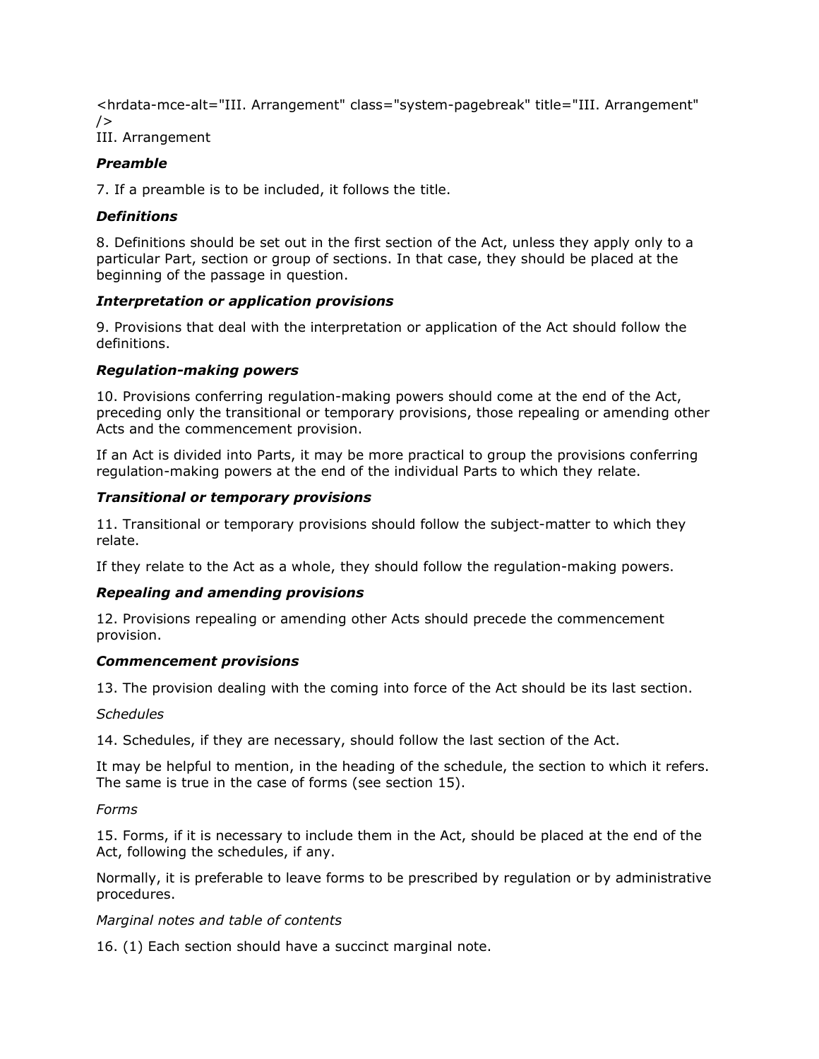<hrdata-mce-alt="III. Arrangement" class="system-pagebreak" title="III. Arrangement" />

## III. Arrangement

### *Preamble*

7. If a preamble is to be included, it follows the title.

### *Definitions*

8. Definitions should be set out in the first section of the Act, unless they apply only to a particular Part, section or group of sections. In that case, they should be placed at the beginning of the passage in question.

### *Interpretation or application provisions*

9. Provisions that deal with the interpretation or application of the Act should follow the definitions.

### *Regulation-making powers*

10. Provisions conferring regulation-making powers should come at the end of the Act, preceding only the transitional or temporary provisions, those repealing or amending other Acts and the commencement provision.

If an Act is divided into Parts, it may be more practical to group the provisions conferring regulation-making powers at the end of the individual Parts to which they relate.

### *Transitional or temporary provisions*

11. Transitional or temporary provisions should follow the subject-matter to which they relate.

If they relate to the Act as a whole, they should follow the regulation-making powers.

### *Repealing and amending provisions*

12. Provisions repealing or amending other Acts should precede the commencement provision.

### *Commencement provisions*

13. The provision dealing with the coming into force of the Act should be its last section.

*Schedules*

14. Schedules, if they are necessary, should follow the last section of the Act.

It may be helpful to mention, in the heading of the schedule, the section to which it refers. The same is true in the case of forms (see section 15).

*Forms*

15. Forms, if it is necessary to include them in the Act, should be placed at the end of the Act, following the schedules, if any.

Normally, it is preferable to leave forms to be prescribed by regulation or by administrative procedures.

*Marginal notes and table of contents*

16. (1) Each section should have a succinct marginal note.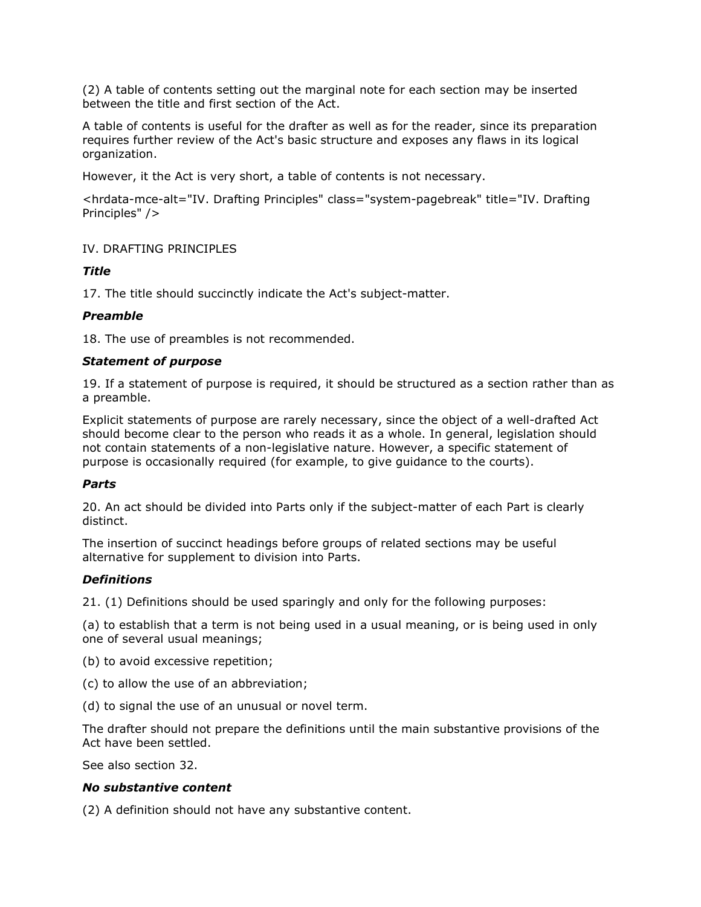(2) A table of contents setting out the marginal note for each section may be inserted between the title and first section of the Act.

A table of contents is useful for the drafter as well as for the reader, since its preparation requires further review of the Act's basic structure and exposes any flaws in its logical organization.

However, it the Act is very short, a table of contents is not necessary.

<hrdata-mce-alt="IV. Drafting Principles" class="system-pagebreak" title="IV. Drafting Principles" />

## IV. DRAFTING PRINCIPLES

### ***Title***

17. The title should succinctly indicate the Act's subject-matter.

### ***Preamble***

18. The use of preambles is not recommended.

### ***Statement of purpose***

19. If a statement of purpose is required, it should be structured as a section rather than as a preamble.

Explicit statements of purpose are rarely necessary, since the object of a well-drafted Act should become clear to the person who reads it as a whole. In general, legislation should not contain statements of a non-legislative nature. However, a specific statement of purpose is occasionally required (for example, to give guidance to the courts).

### ***Parts***

20. An act should be divided into Parts only if the subject-matter of each Part is clearly distinct.

The insertion of succinct headings before groups of related sections may be useful alternative for supplement to division into Parts.

### ***Definitions***

21. (1) Definitions should be used sparingly and only for the following purposes:

(a) to establish that a term is not being used in a usual meaning, or is being used in only one of several usual meanings;

(b) to avoid excessive repetition;

(c) to allow the use of an abbreviation;

(d) to signal the use of an unusual or novel term.

The drafter should not prepare the definitions until the main substantive provisions of the Act have been settled.

See also section 32.

### ***No substantive content***

(2) A definition should not have any substantive content.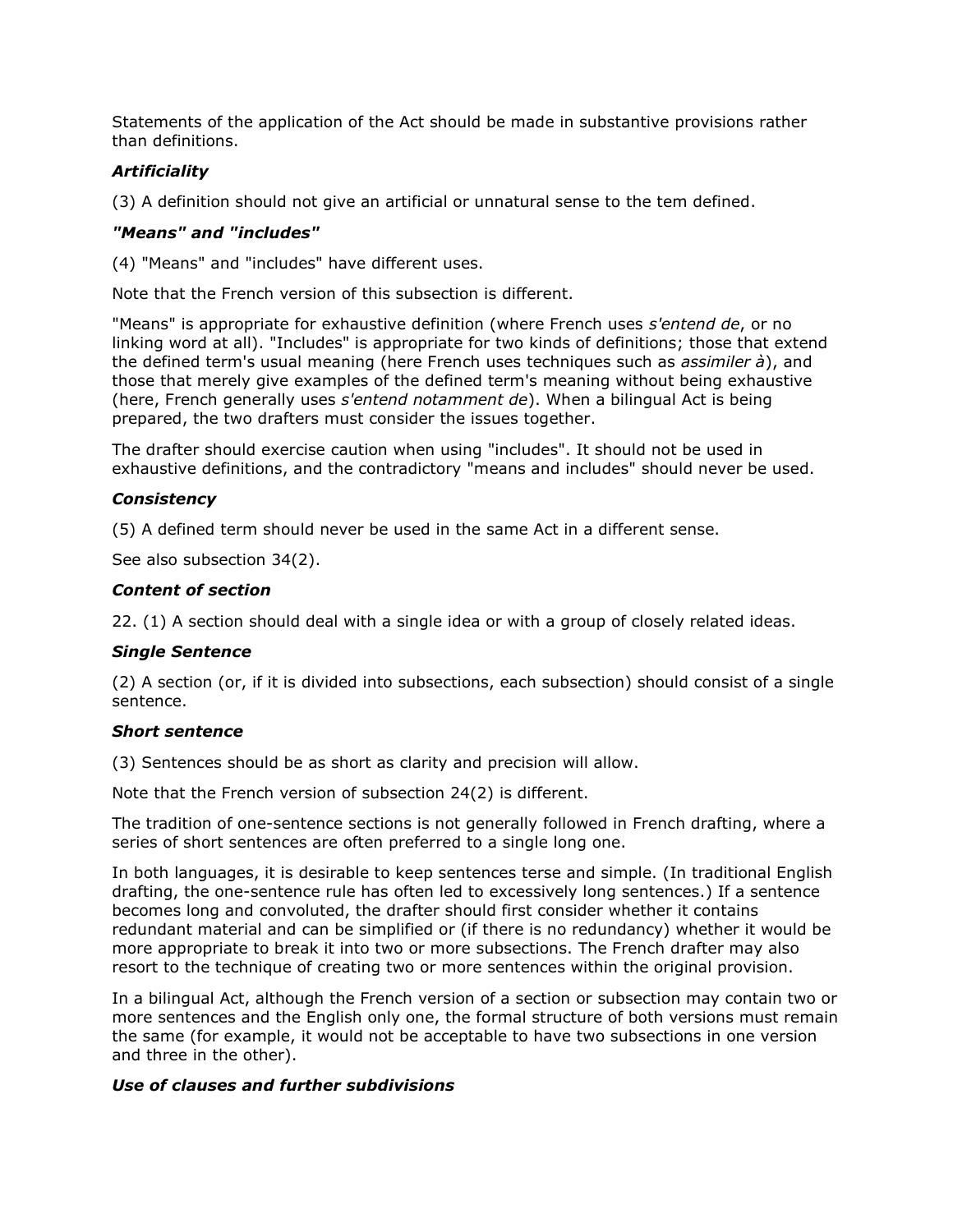Statements of the application of the Act should be made in substantive provisions rather than definitions.

### ***Artificiality***

(3) A definition should not give an artificial or unnatural sense to the tem defined.

### ***"Means" and "includes"***

(4) "Means" and "includes" have different uses.

Note that the French version of this subsection is different.

"Means" is appropriate for exhaustive definition (where French uses *s'entend de*, or no linking word at all). "Includes" is appropriate for two kinds of definitions; those that extend the defined term's usual meaning (here French uses techniques such as *assimiler à*), and those that merely give examples of the defined term's meaning without being exhaustive (here, French generally uses *s'entend notamment de*). When a bilingual Act is being prepared, the two drafters must consider the issues together.

The drafter should exercise caution when using "includes". It should not be used in exhaustive definitions, and the contradictory "means and includes" should never be used.

### ***Consistency***

(5) A defined term should never be used in the same Act in a different sense.

See also subsection 34(2).

### ***Content of section***

22. (1) A section should deal with a single idea or with a group of closely related ideas.

### ***Single Sentence***

(2) A section (or, if it is divided into subsections, each subsection) should consist of a single sentence.

### ***Short sentence***

(3) Sentences should be as short as clarity and precision will allow.

Note that the French version of subsection 24(2) is different.

The tradition of one-sentence sections is not generally followed in French drafting, where a series of short sentences are often preferred to a single long one.

In both languages, it is desirable to keep sentences terse and simple. (In traditional English drafting, the one-sentence rule has often led to excessively long sentences.) If a sentence becomes long and convoluted, the drafter should first consider whether it contains redundant material and can be simplified or (if there is no redundancy) whether it would be more appropriate to break it into two or more subsections. The French drafter may also resort to the technique of creating two or more sentences within the original provision.

In a bilingual Act, although the French version of a section or subsection may contain two or more sentences and the English only one, the formal structure of both versions must remain the same (for example, it would not be acceptable to have two subsections in one version and three in the other).

### ***Use of clauses and further subdivisions***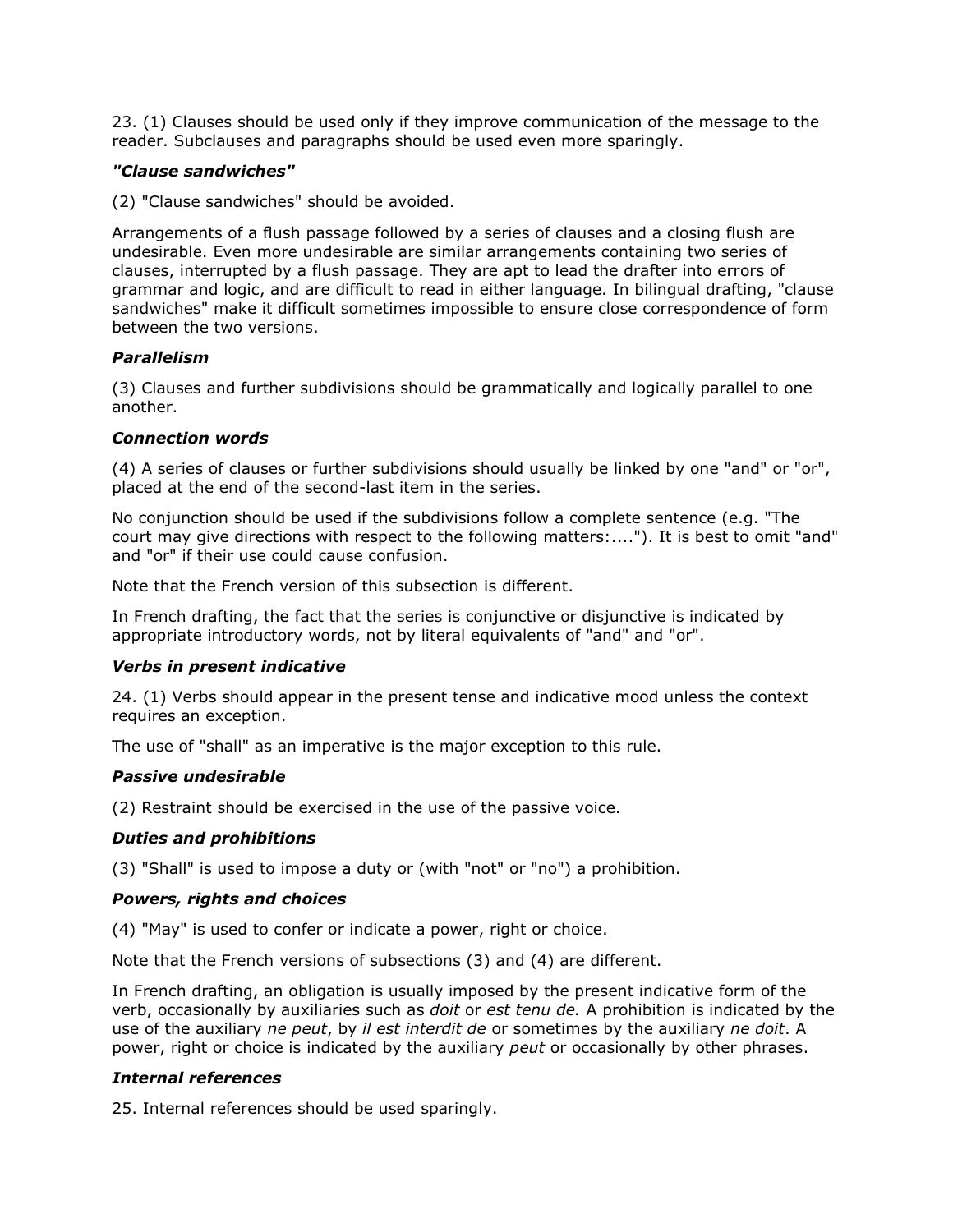23. (1) Clauses should be used only if they improve communication of the message to the reader. Subclauses and paragraphs should be used even more sparingly.

### *"Clause sandwiches"*

(2) "Clause sandwiches" should be avoided.

Arrangements of a flush passage followed by a series of clauses and a closing flush are undesirable. Even more undesirable are similar arrangements containing two series of clauses, interrupted by a flush passage. They are apt to lead the drafter into errors of grammar and logic, and are difficult to read in either language. In bilingual drafting, "clause sandwiches" make it difficult sometimes impossible to ensure close correspondence of form between the two versions.

### *Parallelism*

(3) Clauses and further subdivisions should be grammatically and logically parallel to one another.

### *Connection words*

(4) A series of clauses or further subdivisions should usually be linked by one "and" or "or", placed at the end of the second-last item in the series.

No conjunction should be used if the subdivisions follow a complete sentence (e.g. "The court may give directions with respect to the following matters:...."). It is best to omit "and" and "or" if their use could cause confusion.

Note that the French version of this subsection is different.

In French drafting, the fact that the series is conjunctive or disjunctive is indicated by appropriate introductory words, not by literal equivalents of "and" and "or".

### *Verbs in present indicative*

24. (1) Verbs should appear in the present tense and indicative mood unless the context requires an exception.

The use of "shall" as an imperative is the major exception to this rule.

### *Passive undesirable*

(2) Restraint should be exercised in the use of the passive voice.

### *Duties and prohibitions*

(3) "Shall" is used to impose a duty or (with "not" or "no") a prohibition.

### *Powers, rights and choices*

(4) "May" is used to confer or indicate a power, right or choice.

Note that the French versions of subsections (3) and (4) are different.

In French drafting, an obligation is usually imposed by the present indicative form of the verb, occasionally by auxiliaries such as *doit* or *est tenu de.* A prohibition is indicated by the use of the auxiliary *ne peut*, by *il est interdit de* or sometimes by the auxiliary *ne doit*. A power, right or choice is indicated by the auxiliary *peut* or occasionally by other phrases.

### *Internal references*

25. Internal references should be used sparingly.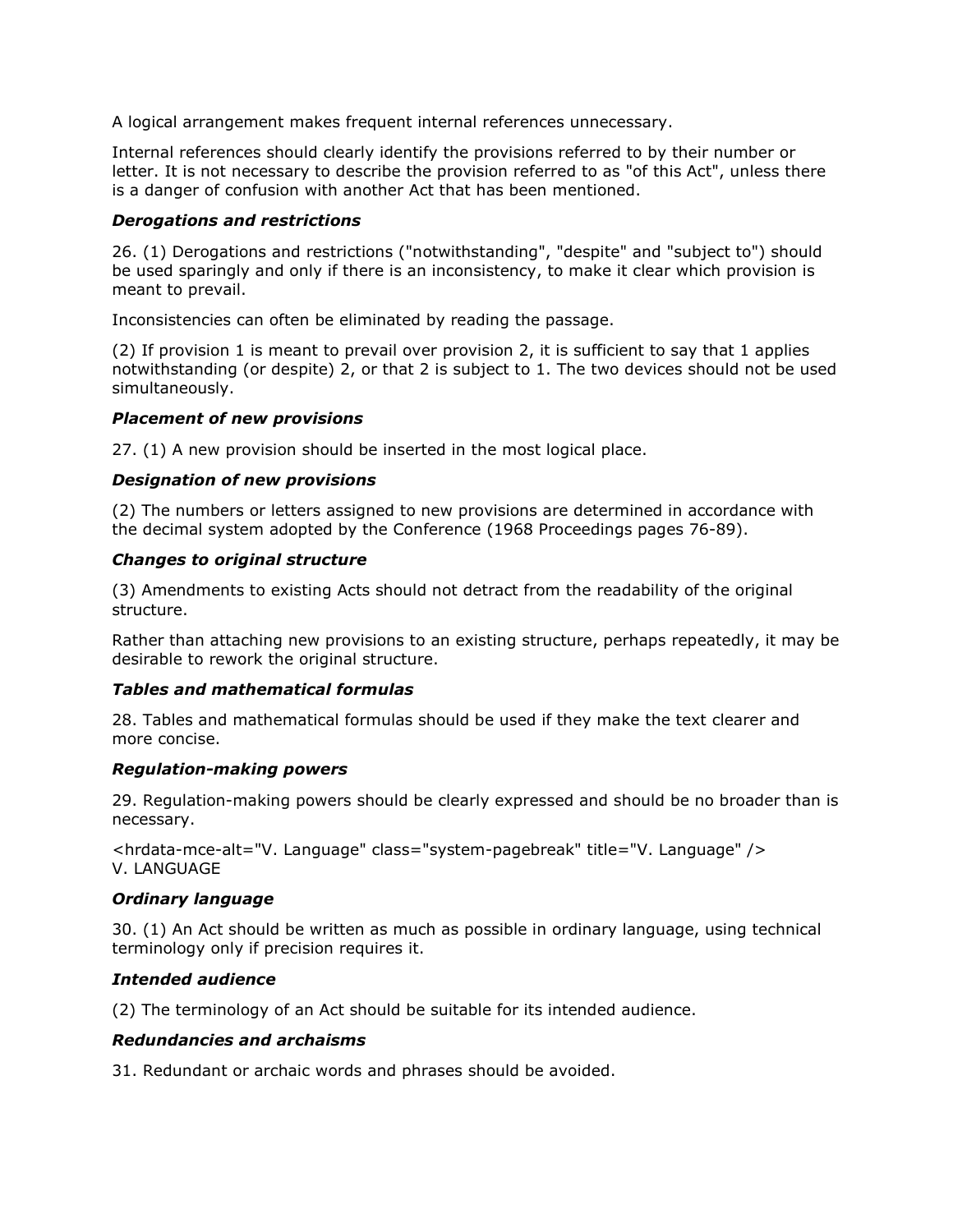A logical arrangement makes frequent internal references unnecessary.

Internal references should clearly identify the provisions referred to by their number or letter. It is not necessary to describe the provision referred to as "of this Act", unless there is a danger of confusion with another Act that has been mentioned.

***Derogations and restrictions***

26. (1) Derogations and restrictions ("notwithstanding", "despite" and "subject to") should be used sparingly and only if there is an inconsistency, to make it clear which provision is meant to prevail.

Inconsistencies can often be eliminated by reading the passage.

(2) If provision 1 is meant to prevail over provision 2, it is sufficient to say that 1 applies notwithstanding (or despite) 2, or that 2 is subject to 1. The two devices should not be used simultaneously.

***Placement of new provisions***

27. (1) A new provision should be inserted in the most logical place.

***Designation of new provisions***

(2) The numbers or letters assigned to new provisions are determined in accordance with the decimal system adopted by the Conference (1968 Proceedings pages 76-89).

***Changes to original structure***

(3) Amendments to existing Acts should not detract from the readability of the original structure.

Rather than attaching new provisions to an existing structure, perhaps repeatedly, it may be desirable to rework the original structure.

***Tables and mathematical formulas***

28. Tables and mathematical formulas should be used if they make the text clearer and more concise.

***Regulation-making powers***

29. Regulation-making powers should be clearly expressed and should be no broader than is necessary.

<hrdata-mce-alt="V. Language" class="system-pagebreak" title="V. Language" />
V. LANGUAGE

***Ordinary language***

30. (1) An Act should be written as much as possible in ordinary language, using technical terminology only if precision requires it.

***Intended audience***

(2) The terminology of an Act should be suitable for its intended audience.

***Redundancies and archaisms***

31. Redundant or archaic words and phrases should be avoided.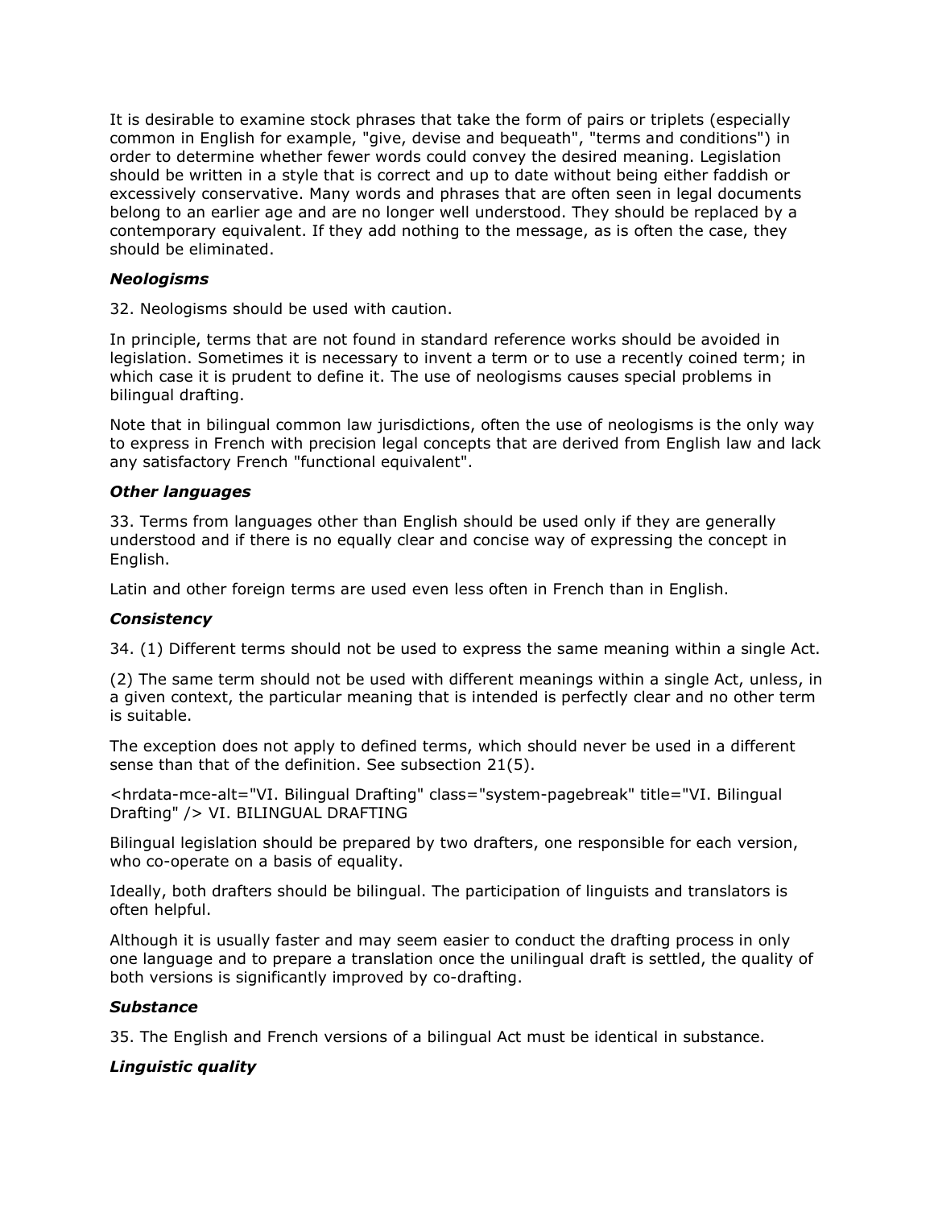It is desirable to examine stock phrases that take the form of pairs or triplets (especially common in English for example, "give, devise and bequeath", "terms and conditions") in order to determine whether fewer words could convey the desired meaning. Legislation should be written in a style that is correct and up to date without being either faddish or excessively conservative. Many words and phrases that are often seen in legal documents belong to an earlier age and are no longer well understood. They should be replaced by a contemporary equivalent. If they add nothing to the message, as is often the case, they should be eliminated.

### *Neologisms*

32. Neologisms should be used with caution.

In principle, terms that are not found in standard reference works should be avoided in legislation. Sometimes it is necessary to invent a term or to use a recently coined term; in which case it is prudent to define it. The use of neologisms causes special problems in bilingual drafting.

Note that in bilingual common law jurisdictions, often the use of neologisms is the only way to express in French with precision legal concepts that are derived from English law and lack any satisfactory French "functional equivalent".

### *Other languages*

33. Terms from languages other than English should be used only if they are generally understood and if there is no equally clear and concise way of expressing the concept in English.

Latin and other foreign terms are used even less often in French than in English.

### *Consistency*

34. (1) Different terms should not be used to express the same meaning within a single Act.

(2) The same term should not be used with different meanings within a single Act, unless, in a given context, the particular meaning that is intended is perfectly clear and no other term is suitable.

The exception does not apply to defined terms, which should never be used in a different sense than that of the definition. See subsection 21(5).

<hrdata-mce-alt="VI. Bilingual Drafting" class="system-pagebreak" title="VI. Bilingual Drafting" /> VI. BILINGUAL DRAFTING

Bilingual legislation should be prepared by two drafters, one responsible for each version, who co-operate on a basis of equality.

Ideally, both drafters should be bilingual. The participation of linguists and translators is often helpful.

Although it is usually faster and may seem easier to conduct the drafting process in only one language and to prepare a translation once the unilingual draft is settled, the quality of both versions is significantly improved by co-drafting.

### *Substance*

35. The English and French versions of a bilingual Act must be identical in substance.

### *Linguistic quality*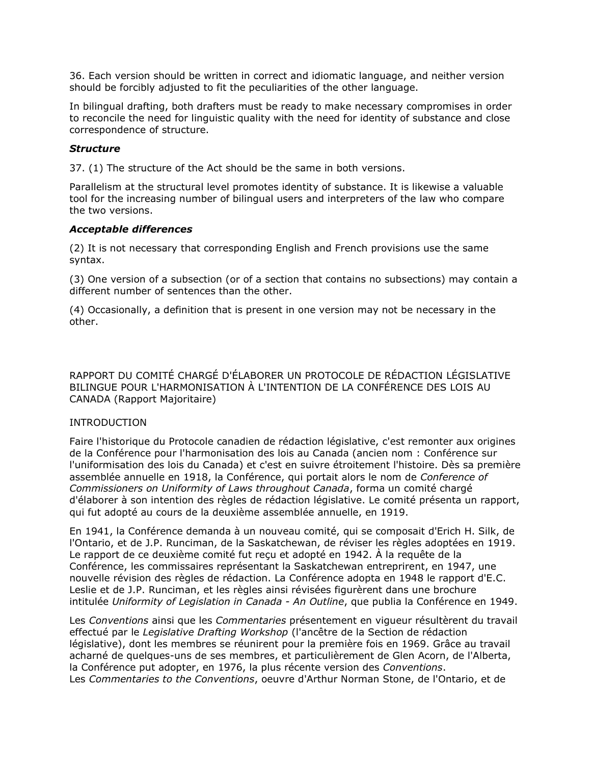36. Each version should be written in correct and idiomatic language, and neither version should be forcibly adjusted to fit the peculiarities of the other language.

In bilingual drafting, both drafters must be ready to make necessary compromises in order to reconcile the need for linguistic quality with the need for identity of substance and close correspondence of structure.

***Structure***

37. (1) The structure of the Act should be the same in both versions.

Parallelism at the structural level promotes identity of substance. It is likewise a valuable tool for the increasing number of bilingual users and interpreters of the law who compare the two versions.

***Acceptable differences***

(2) It is not necessary that corresponding English and French provisions use the same syntax.

(3) One version of a subsection (or of a section that contains no subsections) may contain a different number of sentences than the other.

(4) Occasionally, a definition that is present in one version may not be necessary in the other.

RAPPORT DU COMITÉ CHARGÉ D'ÉLABORER UN PROTOCOLE DE RÉDACTION LÉGISLATIVE BILINGUE POUR L'HARMONISATION À L'INTENTION DE LA CONFÉRENCE DES LOIS AU CANADA (Rapport Majoritaire)

INTRODUCTION

Faire l'historique du Protocole canadien de rédaction législative, c'est remonter aux origines de la Conférence pour l'harmonisation des lois au Canada (ancien nom : Conférence sur l'uniformisation des lois du Canada) et c'est en suivre étroitement l'histoire. Dès sa première assemblée annuelle en 1918, la Conférence, qui portait alors le nom de *Conference of Commissioners on Uniformity of Laws throughout Canada*, forma un comité chargé d'élaborer à son intention des règles de rédaction législative. Le comité présenta un rapport, qui fut adopté au cours de la deuxième assemblée annuelle, en 1919.

En 1941, la Conférence demanda à un nouveau comité, qui se composait d'Erich H. Silk, de l'Ontario, et de J.P. Runciman, de la Saskatchewan, de réviser les règles adoptées en 1919. Le rapport de ce deuxième comité fut reçu et adopté en 1942. À la requête de la Conférence, les commissaires représentant la Saskatchewan entreprirent, en 1947, une nouvelle révision des règles de rédaction. La Conférence adopta en 1948 le rapport d'E.C. Leslie et de J.P. Runciman, et les règles ainsi révisées figurèrent dans une brochure intitulée *Uniformity of Legislation in Canada - An Outline*, que publia la Conférence en 1949.

Les *Conventions* ainsi que les *Commentaries* présentement en vigueur résultèrent du travail effectué par le *Legislative Drafting Workshop* (l'ancêtre de la Section de rédaction législative), dont les membres se réunirent pour la première fois en 1969. Grâce au travail acharné de quelques-uns de ses membres, et particulièrement de Glen Acorn, de l'Alberta, la Conférence put adopter, en 1976, la plus récente version des *Conventions*.
Les *Commentaries to the Conventions*, oeuvre d'Arthur Norman Stone, de l'Ontario, et de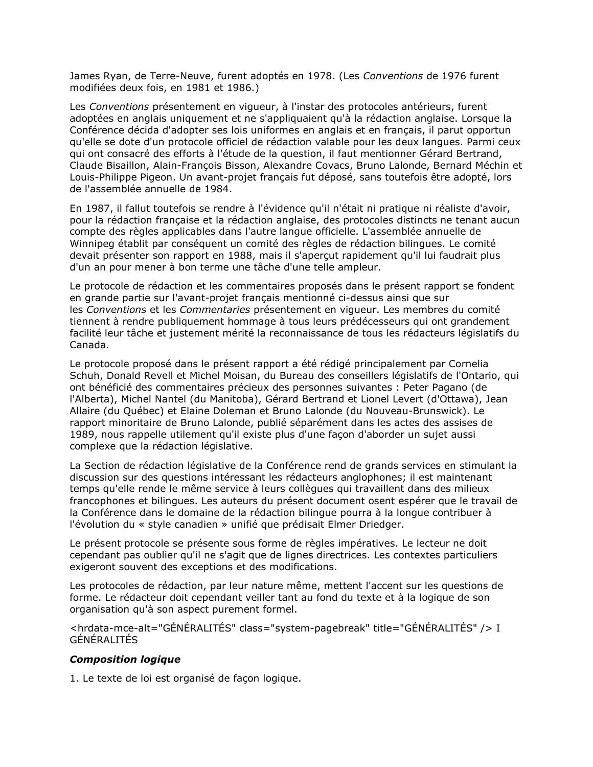James Ryan, de Terre-Neuve, furent adoptés en 1978. (Les *Conventions* de 1976 furent modifiées deux fois, en 1981 et 1986.)

Les *Conventions* présentement en vigueur, à l'instar des protocoles antérieurs, furent adoptées en anglais uniquement et ne s'appliquaient qu'à la rédaction anglaise. Lorsque la Conférence décida d'adopter ses lois uniformes en anglais et en français, il parut opportun qu'elle se dote d'un protocole officiel de rédaction valable pour les deux langues. Parmi ceux qui ont consacré des efforts à l'étude de la question, il faut mentionner Gérard Bertrand, Claude Bisaillon, Alain-François Bisson, Alexandre Covacs, Bruno Lalonde, Bernard Méchin et Louis-Philippe Pigeon. Un avant-projet français fut déposé, sans toutefois être adopté, lors de l'assemblée annuelle de 1984.

En 1987, il fallut toutefois se rendre à l'évidence qu'il n'était ni pratique ni réaliste d'avoir, pour la rédaction française et la rédaction anglaise, des protocoles distincts ne tenant aucun compte des règles applicables dans l'autre langue officielle. L'assemblée annuelle de Winnipeg établit par conséquent un comité des règles de rédaction bilingues. Le comité devait présenter son rapport en 1988, mais il s'aperçut rapidement qu'il lui faudrait plus d'un an pour mener à bon terme une tâche d'une telle ampleur.

Le protocole de rédaction et les commentaires proposés dans le présent rapport se fondent en grande partie sur l'avant-projet français mentionné ci-dessus ainsi que sur les *Conventions* et les *Commentaries* présentement en vigueur. Les membres du comité tiennent à rendre publiquement hommage à tous leurs prédécesseurs qui ont grandement facilité leur tâche et justement mérité la reconnaissance de tous les rédacteurs législatifs du Canada.

Le protocole proposé dans le présent rapport a été rédigé principalement par Cornelia Schuh, Donald Revell et Michel Moisan, du Bureau des conseillers législatifs de l'Ontario, qui ont bénéficié des commentaires précieux des personnes suivantes : Peter Pagano (de l'Alberta), Michel Nantel (du Manitoba), Gérard Bertrand et Lionel Levert (d'Ottawa), Jean Allaire (du Québec) et Elaine Doleman et Bruno Lalonde (du Nouveau-Brunswick). Le rapport minoritaire de Bruno Lalonde, publié séparément dans les actes des assises de 1989, nous rappelle utilement qu'il existe plus d'une façon d'aborder un sujet aussi complexe que la rédaction législative.

La Section de rédaction législative de la Conférence rend de grands services en stimulant la discussion sur des questions intéressant les rédacteurs anglophones; il est maintenant temps qu'elle rende le même service à leurs collègues qui travaillent dans des milieux francophones et bilingues. Les auteurs du présent document osent espérer que le travail de la Conférence dans le domaine de la rédaction bilingue pourra à la longue contribuer à l'évolution du « style canadien » unifié que prédisait Elmer Driedger.

Le présent protocole se présente sous forme de règles impératives. Le lecteur ne doit cependant pas oublier qu'il ne s'agit que de lignes directrices. Les contextes particuliers exigeront souvent des exceptions et des modifications.

Les protocoles de rédaction, par leur nature même, mettent l'accent sur les questions de forme. Le rédacteur doit cependant veiller tant au fond du texte et à la logique de son organisation qu'à son aspect purement formel.

<hrdata-mce-alt="GÉNÉRALITÉS" class="system-pagebreak" title="GÉNÉRALITÉS" /> I GÉNÉRALITÉS

***Composition logique***

1. Le texte de loi est organisé de façon logique.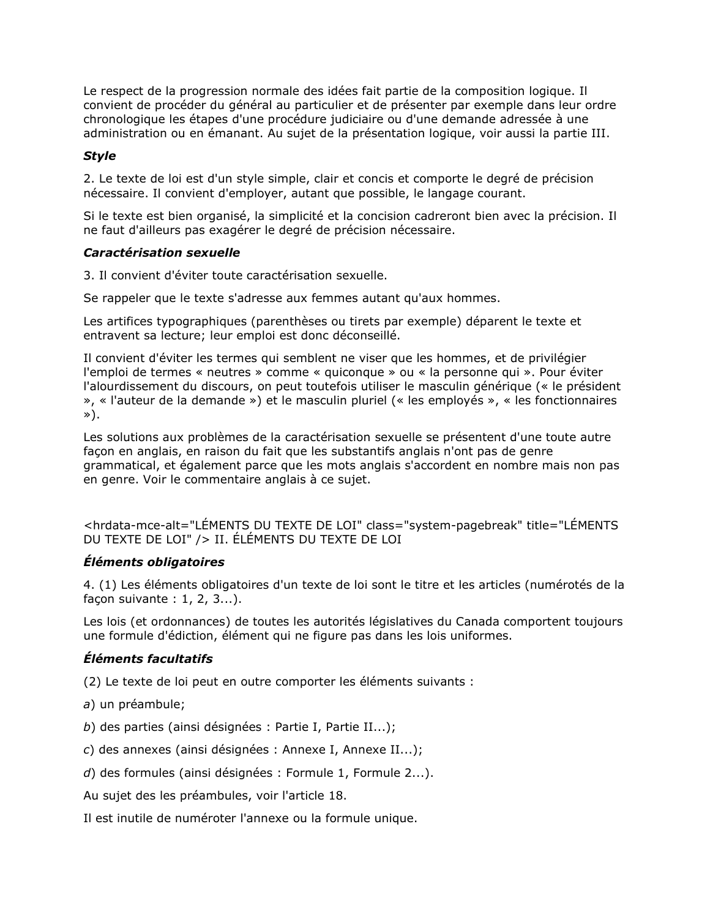Le respect de la progression normale des idées fait partie de la composition logique. Il convient de procéder du général au particulier et de présenter par exemple dans leur ordre chronologique les étapes d'une procédure judiciaire ou d'une demande adressée à une administration ou en émanant. Au sujet de la présentation logique, voir aussi la partie III.

***Style***

2. Le texte de loi est d'un style simple, clair et concis et comporte le degré de précision nécessaire. Il convient d'employer, autant que possible, le langage courant.

Si le texte est bien organisé, la simplicité et la concision cadreront bien avec la précision. Il ne faut d'ailleurs pas exagérer le degré de précision nécessaire.

***Caractérisation sexuelle***

3. Il convient d'éviter toute caractérisation sexuelle.

Se rappeler que le texte s'adresse aux femmes autant qu'aux hommes.

Les artifices typographiques (parenthèses ou tirets par exemple) déparent le texte et entravent sa lecture; leur emploi est donc déconseillé.

Il convient d'éviter les termes qui semblent ne viser que les hommes, et de privilégier l'emploi de termes « neutres » comme « quiconque » ou « la personne qui ». Pour éviter l'alourdissement du discours, on peut toutefois utiliser le masculin générique (« le président », « l'auteur de la demande ») et le masculin pluriel (« les employés », « les fonctionnaires »).

Les solutions aux problèmes de la caractérisation sexuelle se présentent d'une toute autre façon en anglais, en raison du fait que les substantifs anglais n'ont pas de genre grammatical, et également parce que les mots anglais s'accordent en nombre mais non pas en genre. Voir le commentaire anglais à ce sujet.

<hrdata-mce-alt="LÉMENTS DU TEXTE DE LOI" class="system-pagebreak" title="LÉMENTS DU TEXTE DE LOI" /> II. ÉLÉMENTS DU TEXTE DE LOI

***Éléments obligatoires***

4. (1) Les éléments obligatoires d'un texte de loi sont le titre et les articles (numérotés de la façon suivante : 1, 2, 3...).

Les lois (et ordonnances) de toutes les autorités législatives du Canada comportent toujours une formule d'édiction, élément qui ne figure pas dans les lois uniformes.

***Éléments facultatifs***

(2) Le texte de loi peut en outre comporter les éléments suivants :

*a*) un préambule;

*b*) des parties (ainsi désignées : Partie I, Partie II...);

*c*) des annexes (ainsi désignées : Annexe I, Annexe II...);

*d*) des formules (ainsi désignées : Formule 1, Formule 2...).

Au sujet des les préambules, voir l'article 18.

Il est inutile de numéroter l'annexe ou la formule unique.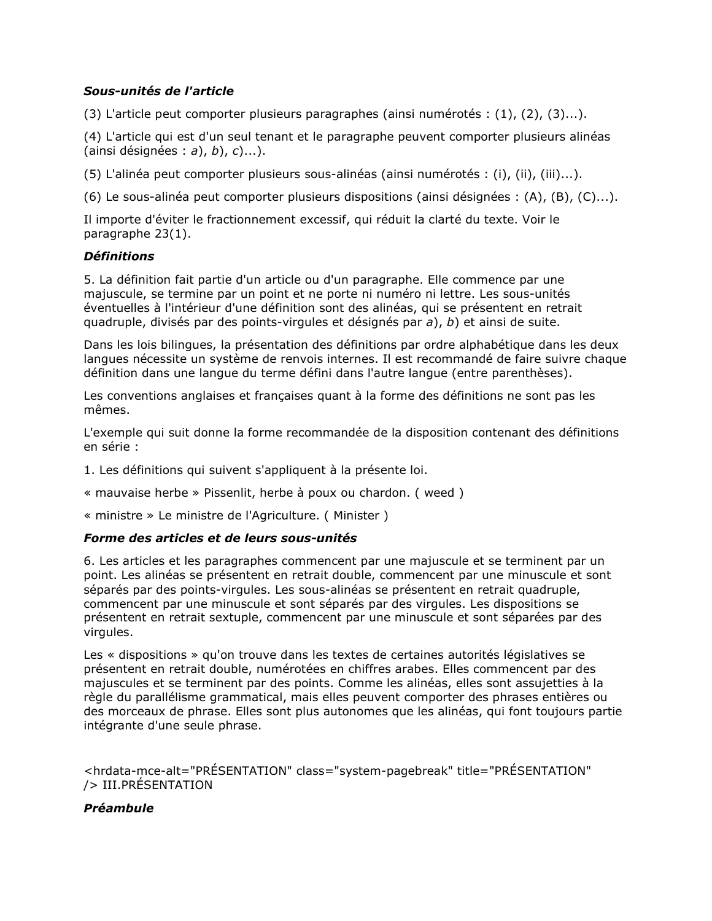***Sous-unités de l'article***

(3) L'article peut comporter plusieurs paragraphes (ainsi numérotés : (1), (2), (3)...).

(4) L'article qui est d'un seul tenant et le paragraphe peuvent comporter plusieurs alinéas (ainsi désignées : *a*), *b*), *c*)...).

(5) L'alinéa peut comporter plusieurs sous-alinéas (ainsi numérotés : (i), (ii), (iii)...).

(6) Le sous-alinéa peut comporter plusieurs dispositions (ainsi désignées : (A), (B), (C)...).

Il importe d'éviter le fractionnement excessif, qui réduit la clarté du texte. Voir le paragraphe 23(1).

***Définitions***

5. La définition fait partie d'un article ou d'un paragraphe. Elle commence par une majuscule, se termine par un point et ne porte ni numéro ni lettre. Les sous-unités éventuelles à l'intérieur d'une définition sont des alinéas, qui se présentent en retrait quadruple, divisés par des points-virgules et désignés par *a*), *b*) et ainsi de suite.

Dans les lois bilingues, la présentation des définitions par ordre alphabétique dans les deux langues nécessite un système de renvois internes. Il est recommandé de faire suivre chaque définition dans une langue du terme défini dans l'autre langue (entre parenthèses).

Les conventions anglaises et françaises quant à la forme des définitions ne sont pas les mêmes.

L'exemple qui suit donne la forme recommandée de la disposition contenant des définitions en série :

1. Les définitions qui suivent s'appliquent à la présente loi.

« mauvaise herbe » Pissenlit, herbe à poux ou chardon. ( weed )

« ministre » Le ministre de l'Agriculture. ( Minister )

***Forme des articles et de leurs sous-unités***

6. Les articles et les paragraphes commencent par une majuscule et se terminent par un point. Les alinéas se présentent en retrait double, commencent par une minuscule et sont séparés par des points-virgules. Les sous-alinéas se présentent en retrait quadruple, commencent par une minuscule et sont séparés par des virgules. Les dispositions se présentent en retrait sextuple, commencent par une minuscule et sont séparées par des virgules.

Les « dispositions » qu'on trouve dans les textes de certaines autorités législatives se présentent en retrait double, numérotées en chiffres arabes. Elles commencent par des majuscules et se terminent par des points. Comme les alinéas, elles sont assujetties à la règle du parallélisme grammatical, mais elles peuvent comporter des phrases entières ou des morceaux de phrase. Elles sont plus autonomes que les alinéas, qui font toujours partie intégrante d'une seule phrase.

<hrdata-mce-alt="PRÉSENTATION" class="system-pagebreak" title="PRÉSENTATION" /> III.PRÉSENTATION

***Préambule***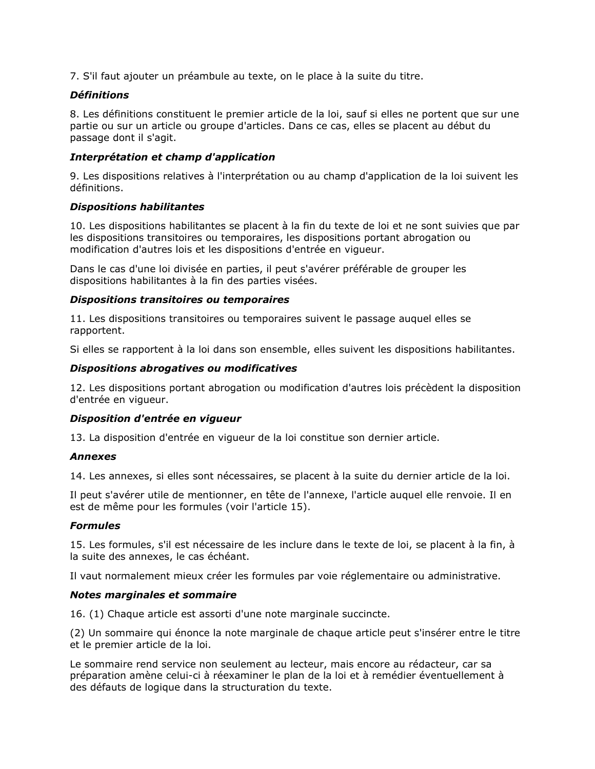7. S'il faut ajouter un préambule au texte, on le place à la suite du titre.

***Définitions***

8. Les définitions constituent le premier article de la loi, sauf si elles ne portent que sur une partie ou sur un article ou groupe d'articles. Dans ce cas, elles se placent au début du passage dont il s'agit.

***Interprétation et champ d'application***

9. Les dispositions relatives à l'interprétation ou au champ d'application de la loi suivent les définitions.

***Dispositions habilitantes***

10. Les dispositions habilitantes se placent à la fin du texte de loi et ne sont suivies que par les dispositions transitoires ou temporaires, les dispositions portant abrogation ou modification d'autres lois et les dispositions d'entrée en vigueur.

Dans le cas d'une loi divisée en parties, il peut s'avérer préférable de grouper les dispositions habilitantes à la fin des parties visées.

***Dispositions transitoires ou temporaires***

11. Les dispositions transitoires ou temporaires suivent le passage auquel elles se rapportent.

Si elles se rapportent à la loi dans son ensemble, elles suivent les dispositions habilitantes.

***Dispositions abrogatives ou modificatives***

12. Les dispositions portant abrogation ou modification d'autres lois précèdent la disposition d'entrée en vigueur.

***Disposition d'entrée en vigueur***

13. La disposition d'entrée en vigueur de la loi constitue son dernier article.

***Annexes***

14. Les annexes, si elles sont nécessaires, se placent à la suite du dernier article de la loi.

Il peut s'avérer utile de mentionner, en tête de l'annexe, l'article auquel elle renvoie. Il en est de même pour les formules (voir l'article 15).

***Formules***

15. Les formules, s'il est nécessaire de les inclure dans le texte de loi, se placent à la fin, à la suite des annexes, le cas échéant.

Il vaut normalement mieux créer les formules par voie réglementaire ou administrative.

***Notes marginales et sommaire***

16. (1) Chaque article est assorti d'une note marginale succincte.

(2) Un sommaire qui énonce la note marginale de chaque article peut s'insérer entre le titre et le premier article de la loi.

Le sommaire rend service non seulement au lecteur, mais encore au rédacteur, car sa préparation amène celui-ci à réexaminer le plan de la loi et à remédier éventuellement à des défauts de logique dans la structuration du texte.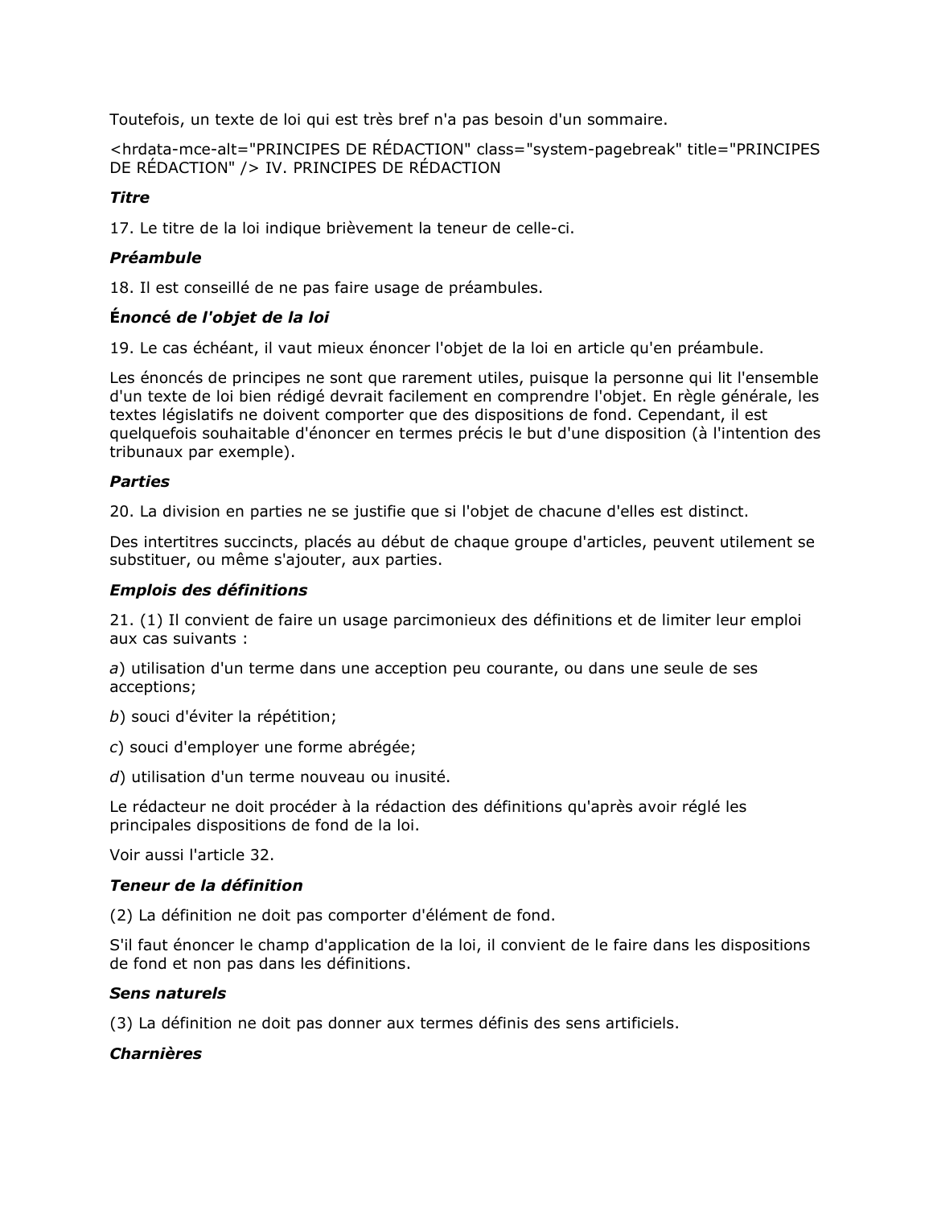Toutefois, un texte de loi qui est très bref n'a pas besoin d'un sommaire.

<hrdata-mce-alt="PRINCIPES DE RÉDACTION" class="system-pagebreak" title="PRINCIPES DE RÉDACTION" /> IV. PRINCIPES DE RÉDACTION

***Titre***

17. Le titre de la loi indique brièvement la teneur de celle-ci.

***Préambule***

18. Il est conseillé de ne pas faire usage de préambules.

***Énoncé de l'objet de la loi***

19. Le cas échéant, il vaut mieux énoncer l'objet de la loi en article qu'en préambule.

Les énoncés de principes ne sont que rarement utiles, puisque la personne qui lit l'ensemble d'un texte de loi bien rédigé devrait facilement en comprendre l'objet. En règle générale, les textes législatifs ne doivent comporter que des dispositions de fond. Cependant, il est quelquefois souhaitable d'énoncer en termes précis le but d'une disposition (à l'intention des tribunaux par exemple).

***Parties***

20. La division en parties ne se justifie que si l'objet de chacune d'elles est distinct.

Des intertitres succincts, placés au début de chaque groupe d'articles, peuvent utilement se substituer, ou même s'ajouter, aux parties.

***Emplois des définitions***

21. (1) Il convient de faire un usage parcimonieux des définitions et de limiter leur emploi aux cas suivants :

*a*) utilisation d'un terme dans une acception peu courante, ou dans une seule de ses acceptions;

*b*) souci d'éviter la répétition;

*c*) souci d'employer une forme abrégée;

*d*) utilisation d'un terme nouveau ou inusité.

Le rédacteur ne doit procéder à la rédaction des définitions qu'après avoir réglé les principales dispositions de fond de la loi.

Voir aussi l'article 32.

***Teneur de la définition***

(2) La définition ne doit pas comporter d'élément de fond.

S'il faut énoncer le champ d'application de la loi, il convient de le faire dans les dispositions de fond et non pas dans les définitions.

***Sens naturels***

(3) La définition ne doit pas donner aux termes définis des sens artificiels.

***Charnières***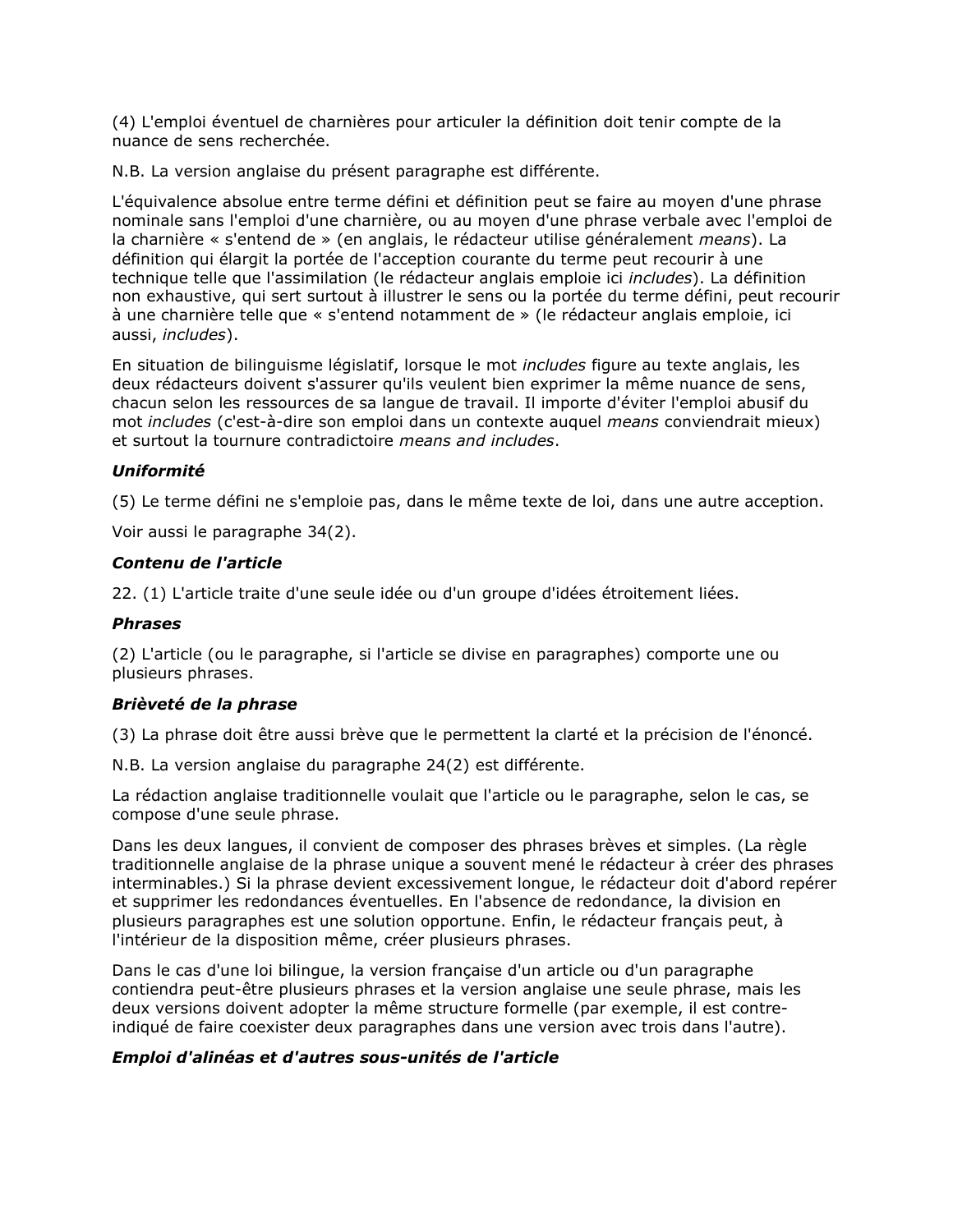(4) L'emploi éventuel de charnières pour articuler la définition doit tenir compte de la nuance de sens recherchée.

N.B. La version anglaise du présent paragraphe est différente.

L'équivalence absolue entre terme défini et définition peut se faire au moyen d'une phrase nominale sans l'emploi d'une charnière, ou au moyen d'une phrase verbale avec l'emploi de la charnière « s'entend de » (en anglais, le rédacteur utilise généralement *means*). La définition qui élargit la portée de l'acception courante du terme peut recourir à une technique telle que l'assimilation (le rédacteur anglais emploie ici *includes*). La définition non exhaustive, qui sert surtout à illustrer le sens ou la portée du terme défini, peut recourir à une charnière telle que « s'entend notamment de » (le rédacteur anglais emploie, ici aussi, *includes*).

En situation de bilinguisme législatif, lorsque le mot *includes* figure au texte anglais, les deux rédacteurs doivent s'assurer qu'ils veulent bien exprimer la même nuance de sens, chacun selon les ressources de sa langue de travail. Il importe d'éviter l'emploi abusif du mot *includes* (c'est-à-dire son emploi dans un contexte auquel *means* conviendrait mieux) et surtout la tournure contradictoire *means and includes*.

***Uniformité***

(5) Le terme défini ne s'emploie pas, dans le même texte de loi, dans une autre acception.

Voir aussi le paragraphe 34(2).

***Contenu de l'article***

22. (1) L'article traite d'une seule idée ou d'un groupe d'idées étroitement liées.

***Phrases***

(2) L'article (ou le paragraphe, si l'article se divise en paragraphes) comporte une ou plusieurs phrases.

***Brièveté de la phrase***

(3) La phrase doit être aussi brève que le permettent la clarté et la précision de l'énoncé.

N.B. La version anglaise du paragraphe 24(2) est différente.

La rédaction anglaise traditionnelle voulait que l'article ou le paragraphe, selon le cas, se compose d'une seule phrase.

Dans les deux langues, il convient de composer des phrases brèves et simples. (La règle traditionnelle anglaise de la phrase unique a souvent mené le rédacteur à créer des phrases interminables.) Si la phrase devient excessivement longue, le rédacteur doit d'abord repérer et supprimer les redondances éventuelles. En l'absence de redondance, la division en plusieurs paragraphes est une solution opportune. Enfin, le rédacteur français peut, à l'intérieur de la disposition même, créer plusieurs phrases.

Dans le cas d'une loi bilingue, la version française d'un article ou d'un paragraphe contiendra peut-être plusieurs phrases et la version anglaise une seule phrase, mais les deux versions doivent adopter la même structure formelle (par exemple, il est contre-indiqué de faire coexister deux paragraphes dans une version avec trois dans l'autre).

***Emploi d'alinéas et d'autres sous-unités de l'article***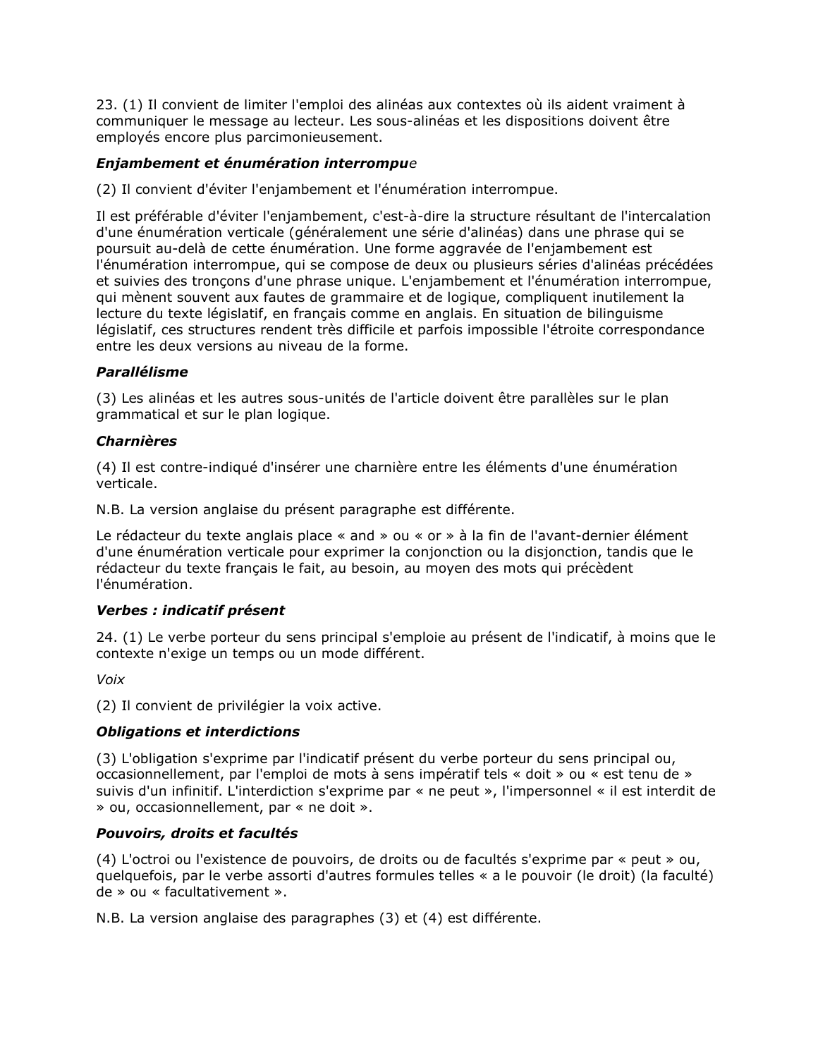23. (1) Il convient de limiter l'emploi des alinéas aux contextes où ils aident vraiment à communiquer le message au lecteur. Les sous-alinéas et les dispositions doivent être employés encore plus parcimonieusement.

***Enjambement et énumération interrompue***

(2) Il convient d'éviter l'enjambement et l'énumération interrompue.

Il est préférable d'éviter l'enjambement, c'est-à-dire la structure résultant de l'intercalation d'une énumération verticale (généralement une série d'alinéas) dans une phrase qui se poursuit au-delà de cette énumération. Une forme aggravée de l'enjambement est l'énumération interrompue, qui se compose de deux ou plusieurs séries d'alinéas précédées et suivies des tronçons d'une phrase unique. L'enjambement et l'énumération interrompue, qui mènent souvent aux fautes de grammaire et de logique, compliquent inutilement la lecture du texte législatif, en français comme en anglais. En situation de bilinguisme législatif, ces structures rendent très difficile et parfois impossible l'étroite correspondance entre les deux versions au niveau de la forme.

***Parallélisme***

(3) Les alinéas et les autres sous-unités de l'article doivent être parallèles sur le plan grammatical et sur le plan logique.

***Charnières***

(4) Il est contre-indiqué d'insérer une charnière entre les éléments d'une énumération verticale.

N.B. La version anglaise du présent paragraphe est différente.

Le rédacteur du texte anglais place « and » ou « or » à la fin de l'avant-dernier élément d'une énumération verticale pour exprimer la conjonction ou la disjonction, tandis que le rédacteur du texte français le fait, au besoin, au moyen des mots qui précèdent l'énumération.

***Verbes : indicatif présent***

24. (1) Le verbe porteur du sens principal s'emploie au présent de l'indicatif, à moins que le contexte n'exige un temps ou un mode différent.

*Voix*

(2) Il convient de privilégier la voix active.

***Obligations et interdictions***

(3) L'obligation s'exprime par l'indicatif présent du verbe porteur du sens principal ou, occasionnellement, par l'emploi de mots à sens impératif tels « doit » ou « est tenu de » suivis d'un infinitif. L'interdiction s'exprime par « ne peut », l'impersonnel « il est interdit de » ou, occasionnellement, par « ne doit ».

***Pouvoirs, droits et facultés***

(4) L'octroi ou l'existence de pouvoirs, de droits ou de facultés s'exprime par « peut » ou, quelquefois, par le verbe assorti d'autres formules telles « a le pouvoir (le droit) (la faculté) de » ou « facultativement ».

N.B. La version anglaise des paragraphes (3) et (4) est différente.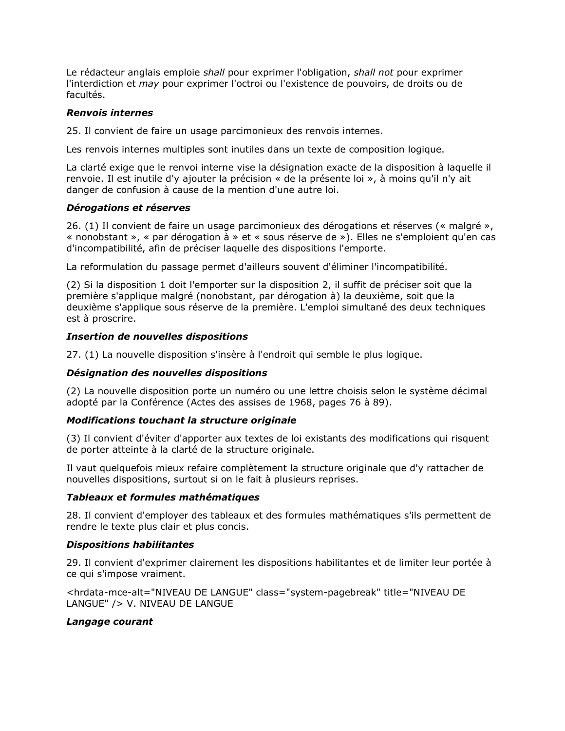Le rédacteur anglais emploie *shall* pour exprimer l'obligation, *shall not* pour exprimer l'interdiction et *may* pour exprimer l'octroi ou l'existence de pouvoirs, de droits ou de facultés.

***Renvois internes***

25. Il convient de faire un usage parcimonieux des renvois internes.

Les renvois internes multiples sont inutiles dans un texte de composition logique.

La clarté exige que le renvoi interne vise la désignation exacte de la disposition à laquelle il renvoie. Il est inutile d'y ajouter la précision « de la présente loi », à moins qu'il n'y ait danger de confusion à cause de la mention d'une autre loi.

***Dérogations et réserves***

26. (1) Il convient de faire un usage parcimonieux des dérogations et réserves (« malgré », « nonobstant », « par dérogation à » et « sous réserve de »). Elles ne s'emploient qu'en cas d'incompatibilité, afin de préciser laquelle des dispositions l'emporte.

La reformulation du passage permet d'ailleurs souvent d'éliminer l'incompatibilité.

(2) Si la disposition 1 doit l'emporter sur la disposition 2, il suffit de préciser soit que la première s'applique malgré (nonobstant, par dérogation à) la deuxième, soit que la deuxième s'applique sous réserve de la première. L'emploi simultané des deux techniques est à proscrire.

***Insertion de nouvelles dispositions***

27. (1) La nouvelle disposition s'insère à l'endroit qui semble le plus logique.

***Désignation des nouvelles dispositions***

(2) La nouvelle disposition porte un numéro ou une lettre choisis selon le système décimal adopté par la Conférence (Actes des assises de 1968, pages 76 à 89).

***Modifications touchant la structure originale***

(3) Il convient d'éviter d'apporter aux textes de loi existants des modifications qui risquent de porter atteinte à la clarté de la structure originale.

Il vaut quelquefois mieux refaire complètement la structure originale que d'y rattacher de nouvelles dispositions, surtout si on le fait à plusieurs reprises.

***Tableaux et formules mathématiques***

28. Il convient d'employer des tableaux et des formules mathématiques s'ils permettent de rendre le texte plus clair et plus concis.

***Dispositions habilitantes***

29. Il convient d'exprimer clairement les dispositions habilitantes et de limiter leur portée à ce qui s'impose vraiment.

<hrdata-mce-alt="NIVEAU DE LANGUE" class="system-pagebreak" title="NIVEAU DE LANGUE" /> V. NIVEAU DE LANGUE

***Langage courant***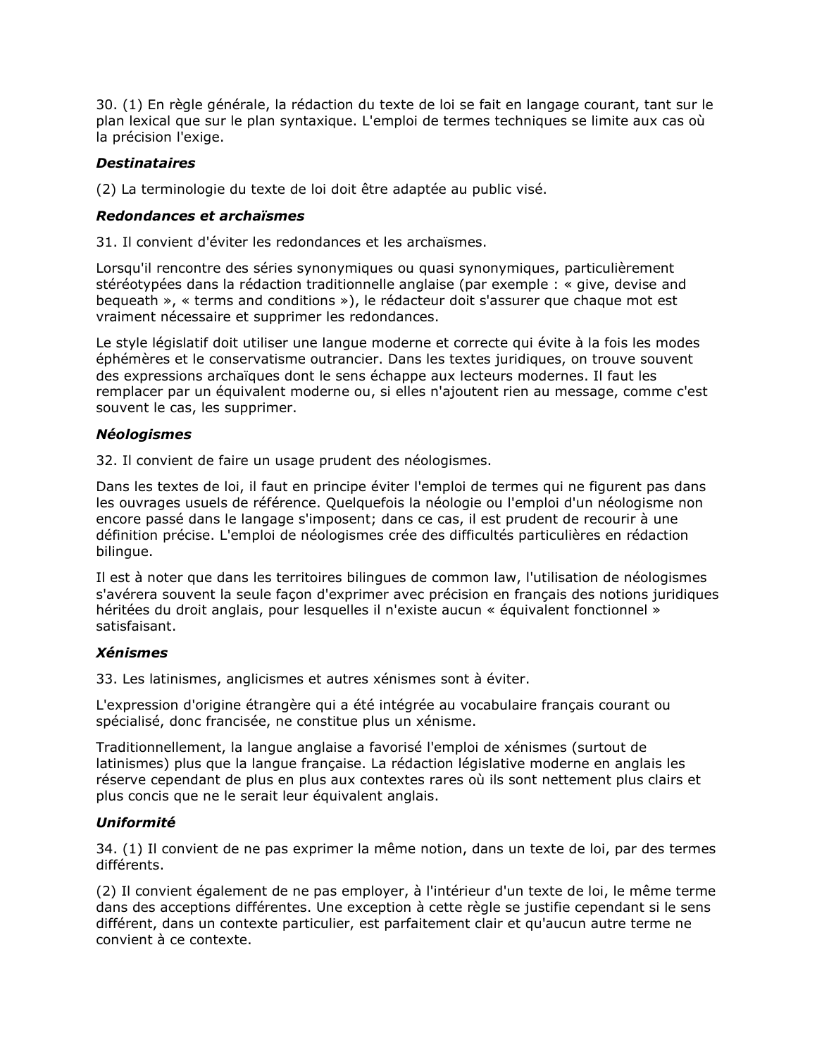30. (1) En règle générale, la rédaction du texte de loi se fait en langage courant, tant sur le plan lexical que sur le plan syntaxique. L'emploi de termes techniques se limite aux cas où la précision l'exige.

***Destinataires***

(2) La terminologie du texte de loi doit être adaptée au public visé.

***Redondances et archaïsmes***

31. Il convient d'éviter les redondances et les archaïsmes.

Lorsqu'il rencontre des séries synonymiques ou quasi synonymiques, particulièrement stéréotypées dans la rédaction traditionnelle anglaise (par exemple : « give, devise and bequeath », « terms and conditions »), le rédacteur doit s'assurer que chaque mot est vraiment nécessaire et supprimer les redondances.

Le style législatif doit utiliser une langue moderne et correcte qui évite à la fois les modes éphémères et le conservatisme outrancier. Dans les textes juridiques, on trouve souvent des expressions archaïques dont le sens échappe aux lecteurs modernes. Il faut les remplacer par un équivalent moderne ou, si elles n'ajoutent rien au message, comme c'est souvent le cas, les supprimer.

***Néologismes***

32. Il convient de faire un usage prudent des néologismes.

Dans les textes de loi, il faut en principe éviter l'emploi de termes qui ne figurent pas dans les ouvrages usuels de référence. Quelquefois la néologie ou l'emploi d'un néologisme non encore passé dans le langage s'imposent; dans ce cas, il est prudent de recourir à une définition précise. L'emploi de néologismes crée des difficultés particulières en rédaction bilingue.

Il est à noter que dans les territoires bilingues de common law, l'utilisation de néologismes s'avérera souvent la seule façon d'exprimer avec précision en français des notions juridiques héritées du droit anglais, pour lesquelles il n'existe aucun « équivalent fonctionnel » satisfaisant.

***Xénismes***

33. Les latinismes, anglicismes et autres xénismes sont à éviter.

L'expression d'origine étrangère qui a été intégrée au vocabulaire français courant ou spécialisé, donc francisée, ne constitue plus un xénisme.

Traditionnellement, la langue anglaise a favorisé l'emploi de xénismes (surtout de latinismes) plus que la langue française. La rédaction législative moderne en anglais les réserve cependant de plus en plus aux contextes rares où ils sont nettement plus clairs et plus concis que ne le serait leur équivalent anglais.

***Uniformité***

34. (1) Il convient de ne pas exprimer la même notion, dans un texte de loi, par des termes différents.

(2) Il convient également de ne pas employer, à l'intérieur d'un texte de loi, le même terme dans des acceptions différentes. Une exception à cette règle se justifie cependant si le sens différent, dans un contexte particulier, est parfaitement clair et qu'aucun autre terme ne convient à ce contexte.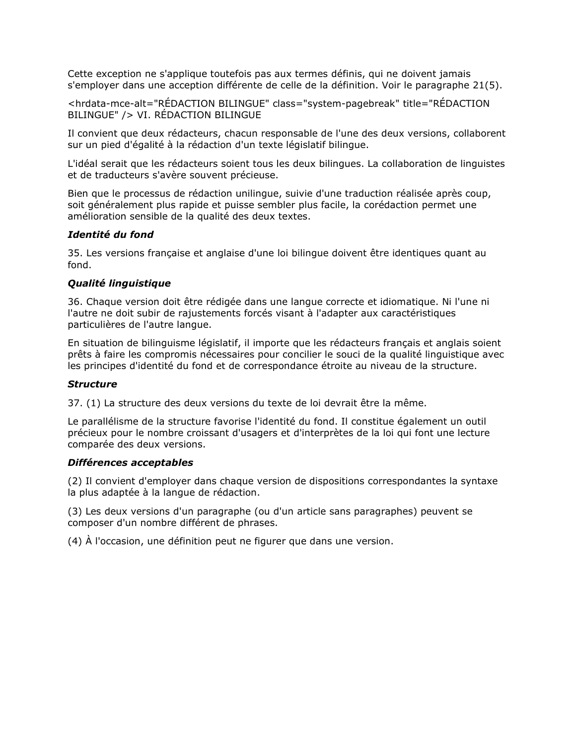Cette exception ne s'applique toutefois pas aux termes définis, qui ne doivent jamais s'employer dans une acception différente de celle de la définition. Voir le paragraphe 21(5).

<hrdata-mce-alt="RÉDACTION BILINGUE" class="system-pagebreak" title="RÉDACTION BILINGUE" /> VI. RÉDACTION BILINGUE

Il convient que deux rédacteurs, chacun responsable de l'une des deux versions, collaborent sur un pied d'égalité à la rédaction d'un texte législatif bilingue.

L'idéal serait que les rédacteurs soient tous les deux bilingues. La collaboration de linguistes et de traducteurs s'avère souvent précieuse.

Bien que le processus de rédaction unilingue, suivie d'une traduction réalisée après coup, soit généralement plus rapide et puisse sembler plus facile, la corédaction permet une amélioration sensible de la qualité des deux textes.

***Identité du fond***

35. Les versions française et anglaise d'une loi bilingue doivent être identiques quant au fond.

***Qualité linguistique***

36. Chaque version doit être rédigée dans une langue correcte et idiomatique. Ni l'une ni l'autre ne doit subir de rajustements forcés visant à l'adapter aux caractéristiques particulières de l'autre langue.

En situation de bilinguisme législatif, il importe que les rédacteurs français et anglais soient prêts à faire les compromis nécessaires pour concilier le souci de la qualité linguistique avec les principes d'identité du fond et de correspondance étroite au niveau de la structure.

***Structure***

37. (1) La structure des deux versions du texte de loi devrait être la même.

Le parallélisme de la structure favorise l'identité du fond. Il constitue également un outil précieux pour le nombre croissant d'usagers et d'interprètes de la loi qui font une lecture comparée des deux versions.

***Différences acceptables***

(2) Il convient d'employer dans chaque version de dispositions correspondantes la syntaxe la plus adaptée à la langue de rédaction.

(3) Les deux versions d'un paragraphe (ou d'un article sans paragraphes) peuvent se composer d'un nombre différent de phrases.

(4) À l'occasion, une définition peut ne figurer que dans une version.